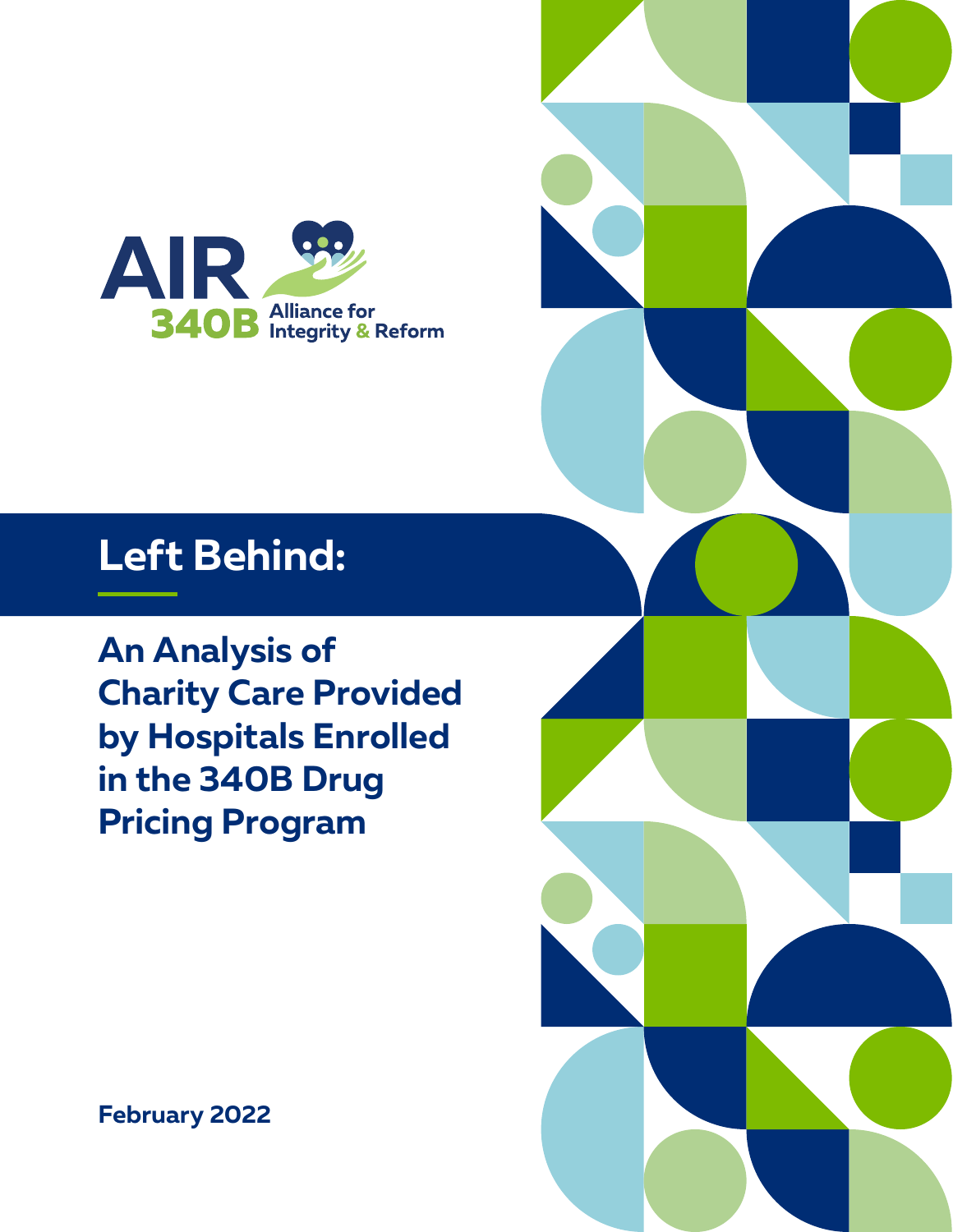AIR 340B Alliance for Integrity & Reform

# Left Behind:

## An Analysis of Charity Care Provided by Hospitals Enrolled in the 340B Drug Pricing Program

**February 2022**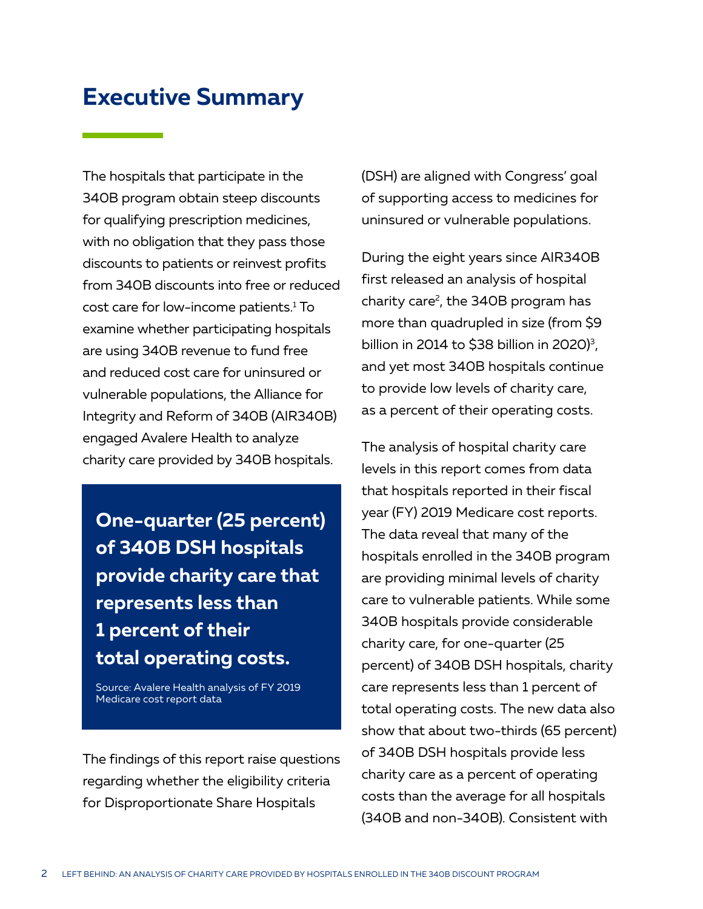# Executive Summary

The hospitals that participate in the 340B program obtain steep discounts for qualifying prescription medicines, with no obligation that they pass those discounts to patients or reinvest profits from 340B discounts into free or reduced cost care for low-income patients.[1] To examine whether participating hospitals are using 340B revenue to fund free and reduced cost care for uninsured or vulnerable populations, the Alliance for Integrity and Reform of 340B (AIR340B) engaged Avalere Health to analyze charity care provided by 340B hospitals.

> **One-quarter (25 percent) of 340B DSH hospitals provide charity care that represents less than 1 percent of their total operating costs.**
>
> Source: Avalere Health analysis of FY 2019 Medicare cost report data

The findings of this report raise questions regarding whether the eligibility criteria for Disproportionate Share Hospitals (DSH) are aligned with Congress' goal of supporting access to medicines for uninsured or vulnerable populations.

During the eight years since AIR340B first released an analysis of hospital charity care[2], the 340B program has more than quadrupled in size (from $9 billion in 2014 to $38 billion in 2020)[3], and yet most 340B hospitals continue to provide low levels of charity care, as a percent of their operating costs.

The analysis of hospital charity care levels in this report comes from data that hospitals reported in their fiscal year (FY) 2019 Medicare cost reports. The data reveal that many of the hospitals enrolled in the 340B program are providing minimal levels of charity care to vulnerable patients. While some 340B hospitals provide considerable charity care, for one-quarter (25 percent) of 340B DSH hospitals, charity care represents less than 1 percent of total operating costs. The new data also show that about two-thirds (65 percent) of 340B DSH hospitals provide less charity care as a percent of operating costs than the average for all hospitals (340B and non-340B). Consistent with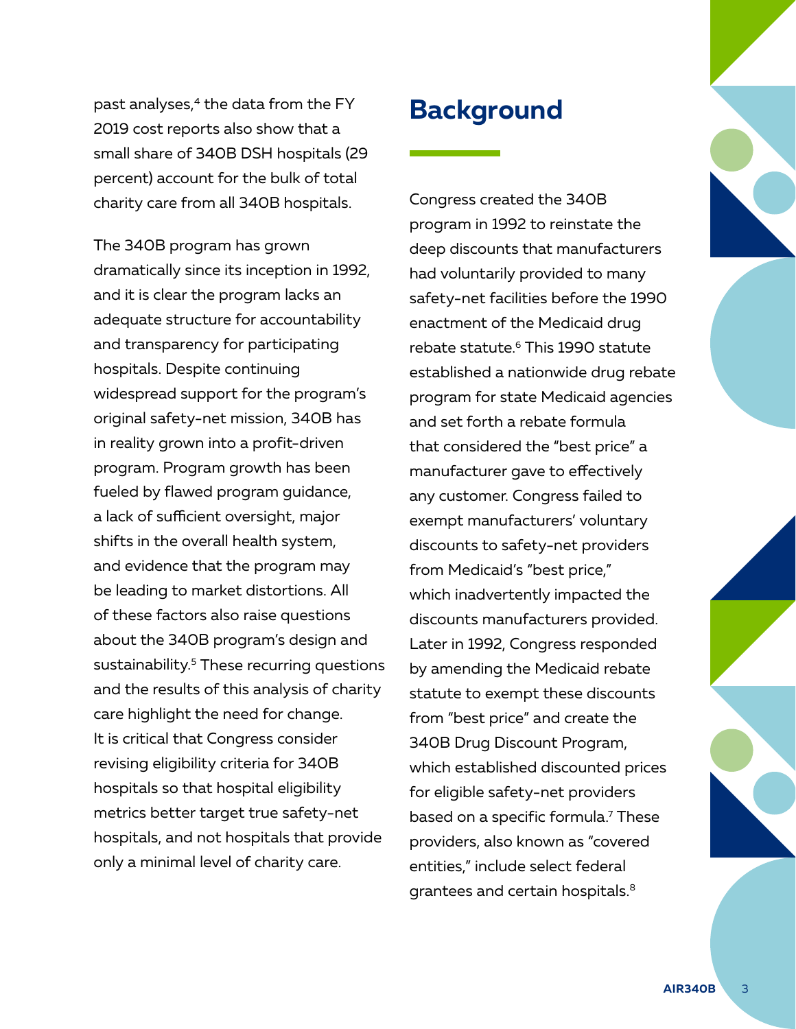past analyses,[4] the data from the FY 2019 cost reports also show that a small share of 340B DSH hospitals (29 percent) account for the bulk of total charity care from all 340B hospitals.

The 340B program has grown dramatically since its inception in 1992, and it is clear the program lacks an adequate structure for accountability and transparency for participating hospitals. Despite continuing widespread support for the program's original safety-net mission, 340B has in reality grown into a profit-driven program. Program growth has been fueled by flawed program guidance, a lack of sufficient oversight, major shifts in the overall health system, and evidence that the program may be leading to market distortions. All of these factors also raise questions about the 340B program's design and sustainability.[5] These recurring questions and the results of this analysis of charity care highlight the need for change. It is critical that Congress consider revising eligibility criteria for 340B hospitals so that hospital eligibility metrics better target true safety-net hospitals, and not hospitals that provide only a minimal level of charity care.

## Background

Congress created the 340B program in 1992 to reinstate the deep discounts that manufacturers had voluntarily provided to many safety-net facilities before the 1990 enactment of the Medicaid drug rebate statute.[6] This 1990 statute established a nationwide drug rebate program for state Medicaid agencies and set forth a rebate formula that considered the "best price" a manufacturer gave to effectively any customer. Congress failed to exempt manufacturers' voluntary discounts to safety-net providers from Medicaid's "best price," which inadvertently impacted the discounts manufacturers provided. Later in 1992, Congress responded by amending the Medicaid rebate statute to exempt these discounts from "best price" and create the 340B Drug Discount Program, which established discounted prices for eligible safety-net providers based on a specific formula.[7] These providers, also known as "covered entities," include select federal grantees and certain hospitals.[8]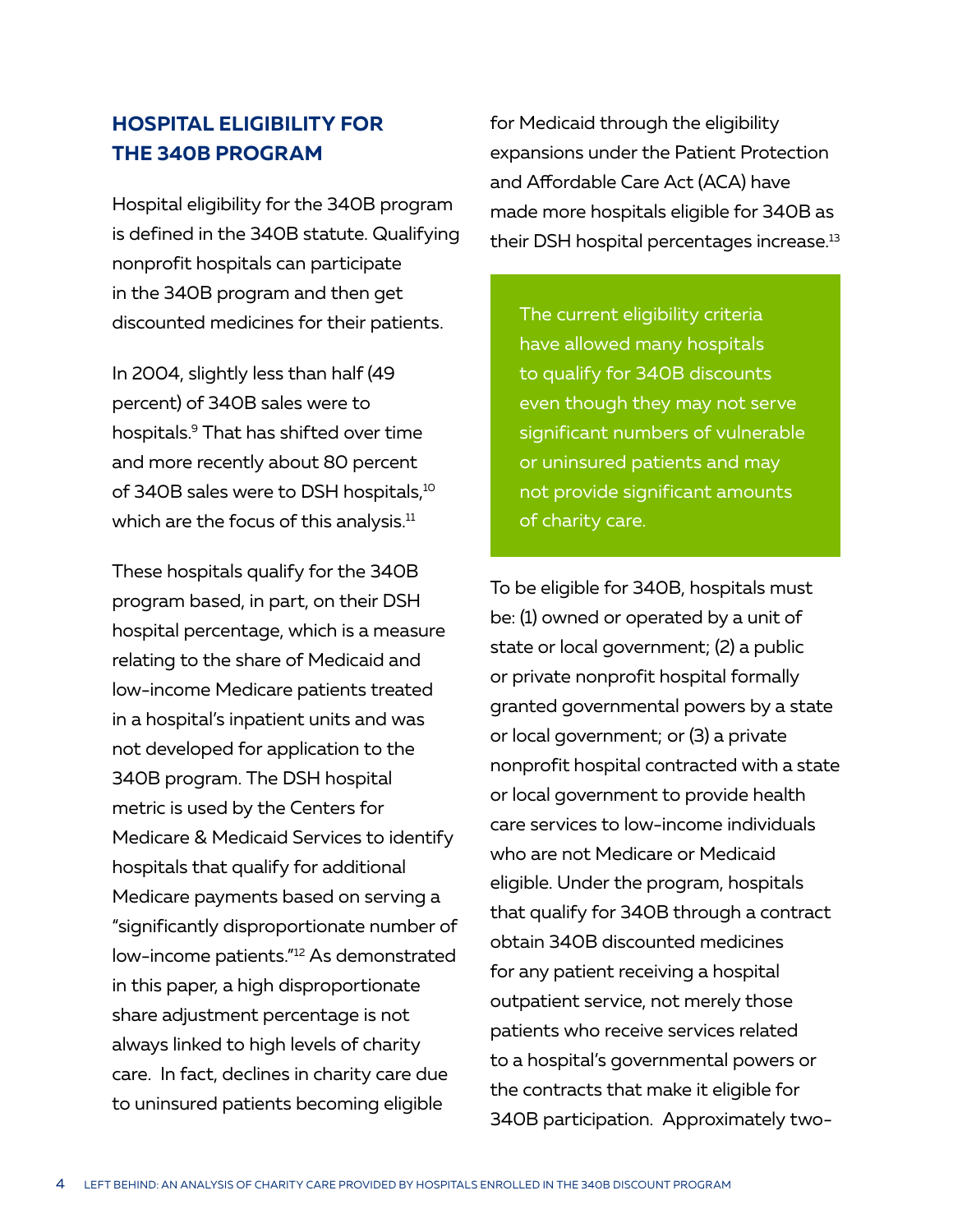## HOSPITAL ELIGIBILITY FOR THE 340B PROGRAM

Hospital eligibility for the 340B program is defined in the 340B statute. Qualifying nonprofit hospitals can participate in the 340B program and then get discounted medicines for their patients.

In 2004, slightly less than half (49 percent) of 340B sales were to hospitals.[9] That has shifted over time and more recently about 80 percent of 340B sales were to DSH hospitals,[10] which are the focus of this analysis.[11]

These hospitals qualify for the 340B program based, in part, on their DSH hospital percentage, which is a measure relating to the share of Medicaid and low-income Medicare patients treated in a hospital's inpatient units and was not developed for application to the 340B program. The DSH hospital metric is used by the Centers for Medicare & Medicaid Services to identify hospitals that qualify for additional Medicare payments based on serving a "significantly disproportionate number of low-income patients."[12] As demonstrated in this paper, a high disproportionate share adjustment percentage is not always linked to high levels of charity care. In fact, declines in charity care due to uninsured patients becoming eligible for Medicaid through the eligibility expansions under the Patient Protection and Affordable Care Act (ACA) have made more hospitals eligible for 340B as their DSH hospital percentages increase.[13]

> The current eligibility criteria have allowed many hospitals to qualify for 340B discounts even though they may not serve significant numbers of vulnerable or uninsured patients and may not provide significant amounts of charity care.

To be eligible for 340B, hospitals must be: (1) owned or operated by a unit of state or local government; (2) a public or private nonprofit hospital formally granted governmental powers by a state or local government; or (3) a private nonprofit hospital contracted with a state or local government to provide health care services to low-income individuals who are not Medicare or Medicaid eligible. Under the program, hospitals that qualify for 340B through a contract obtain 340B discounted medicines for any patient receiving a hospital outpatient service, not merely those patients who receive services related to a hospital's governmental powers or the contracts that make it eligible for 340B participation. Approximately two-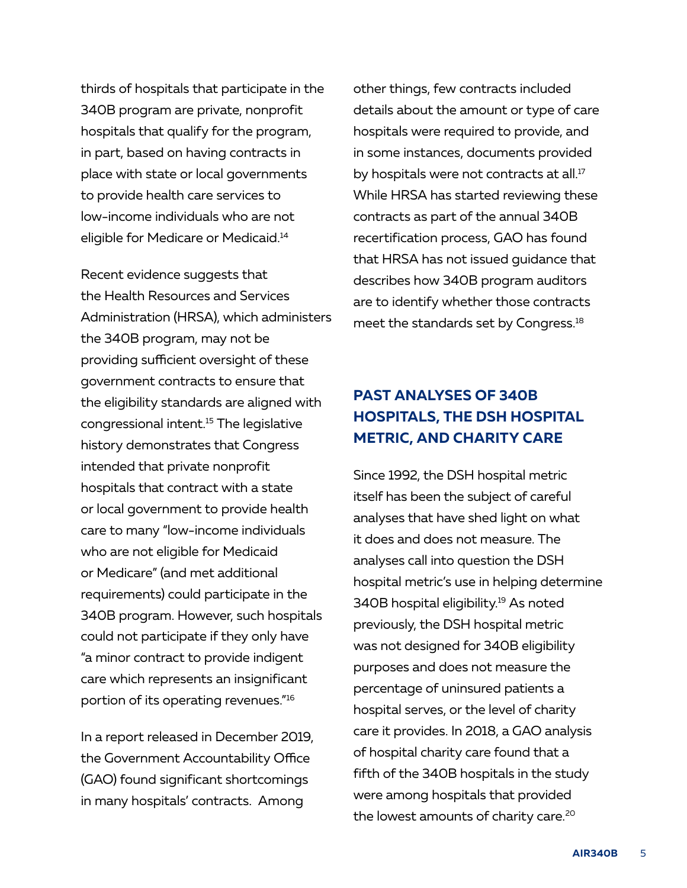thirds of hospitals that participate in the 340B program are private, nonprofit hospitals that qualify for the program, in part, based on having contracts in place with state or local governments to provide health care services to low-income individuals who are not eligible for Medicare or Medicaid.[14]

Recent evidence suggests that the Health Resources and Services Administration (HRSA), which administers the 340B program, may not be providing sufficient oversight of these government contracts to ensure that the eligibility standards are aligned with congressional intent.[15] The legislative history demonstrates that Congress intended that private nonprofit hospitals that contract with a state or local government to provide health care to many "low-income individuals who are not eligible for Medicaid or Medicare" (and met additional requirements) could participate in the 340B program. However, such hospitals could not participate if they only have "a minor contract to provide indigent care which represents an insignificant portion of its operating revenues."[16]

In a report released in December 2019, the Government Accountability Office (GAO) found significant shortcomings in many hospitals' contracts. Among other things, few contracts included details about the amount or type of care hospitals were required to provide, and in some instances, documents provided by hospitals were not contracts at all.[17] While HRSA has started reviewing these contracts as part of the annual 340B recertification process, GAO has found that HRSA has not issued guidance that describes how 340B program auditors are to identify whether those contracts meet the standards set by Congress.[18]

## PAST ANALYSES OF 340B HOSPITALS, THE DSH HOSPITAL METRIC, AND CHARITY CARE

Since 1992, the DSH hospital metric itself has been the subject of careful analyses that have shed light on what it does and does not measure. The analyses call into question the DSH hospital metric's use in helping determine 340B hospital eligibility.[19] As noted previously, the DSH hospital metric was not designed for 340B eligibility purposes and does not measure the percentage of uninsured patients a hospital serves, or the level of charity care it provides. In 2018, a GAO analysis of hospital charity care found that a fifth of the 340B hospitals in the study were among hospitals that provided the lowest amounts of charity care.[20]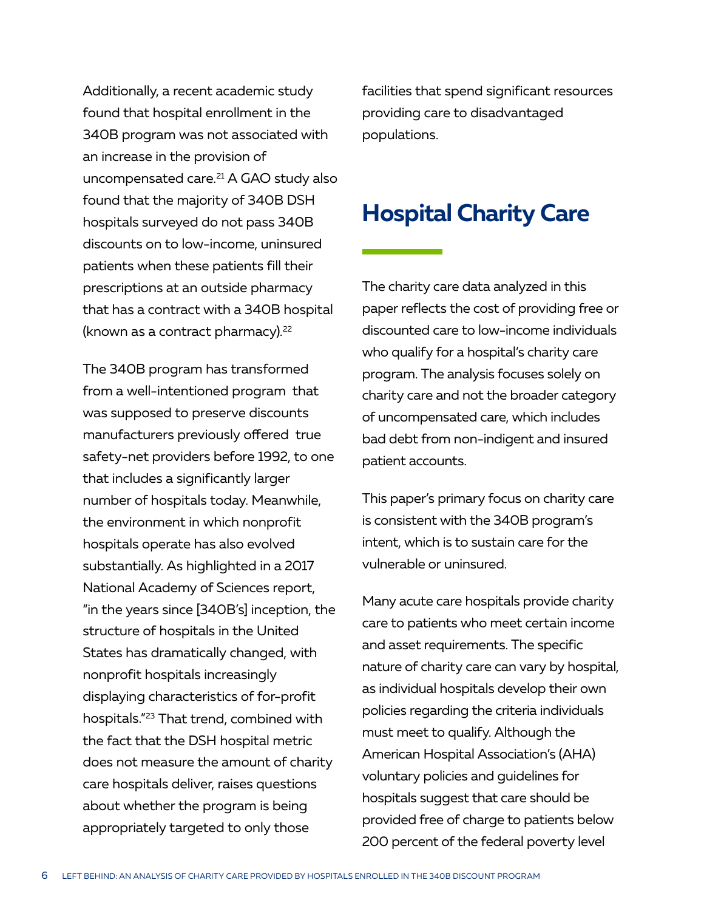Additionally, a recent academic study found that hospital enrollment in the 340B program was not associated with an increase in the provision of uncompensated care.[21] A GAO study also found that the majority of 340B DSH hospitals surveyed do not pass 340B discounts on to low-income, uninsured patients when these patients fill their prescriptions at an outside pharmacy that has a contract with a 340B hospital (known as a contract pharmacy).[22]

The 340B program has transformed from a well-intentioned program that was supposed to preserve discounts manufacturers previously offered true safety-net providers before 1992, to one that includes a significantly larger number of hospitals today. Meanwhile, the environment in which nonprofit hospitals operate has also evolved substantially. As highlighted in a 2017 National Academy of Sciences report, "in the years since [340B's] inception, the structure of hospitals in the United States has dramatically changed, with nonprofit hospitals increasingly displaying characteristics of for-profit hospitals."[23] That trend, combined with the fact that the DSH hospital metric does not measure the amount of charity care hospitals deliver, raises questions about whether the program is being appropriately targeted to only those facilities that spend significant resources providing care to disadvantaged populations.

## Hospital Charity Care

The charity care data analyzed in this paper reflects the cost of providing free or discounted care to low-income individuals who qualify for a hospital's charity care program. The analysis focuses solely on charity care and not the broader category of uncompensated care, which includes bad debt from non-indigent and insured patient accounts.

This paper's primary focus on charity care is consistent with the 340B program's intent, which is to sustain care for the vulnerable or uninsured.

Many acute care hospitals provide charity care to patients who meet certain income and asset requirements. The specific nature of charity care can vary by hospital, as individual hospitals develop their own policies regarding the criteria individuals must meet to qualify. Although the American Hospital Association's (AHA) voluntary policies and guidelines for hospitals suggest that care should be provided free of charge to patients below 200 percent of the federal poverty level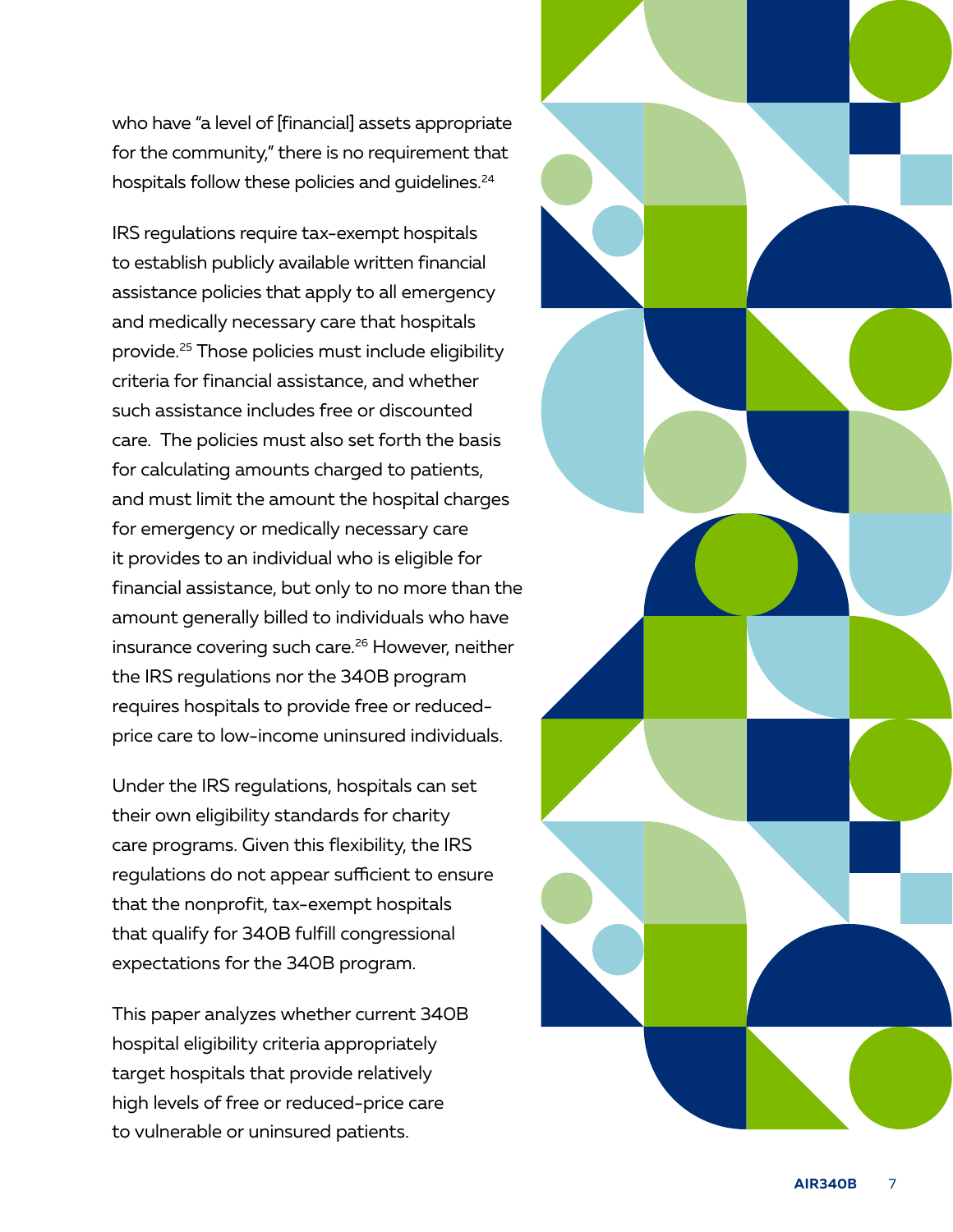who have "a level of [financial] assets appropriate for the community," there is no requirement that hospitals follow these policies and guidelines.[24]

IRS regulations require tax-exempt hospitals to establish publicly available written financial assistance policies that apply to all emergency and medically necessary care that hospitals provide.[25] Those policies must include eligibility criteria for financial assistance, and whether such assistance includes free or discounted care. The policies must also set forth the basis for calculating amounts charged to patients, and must limit the amount the hospital charges for emergency or medically necessary care it provides to an individual who is eligible for financial assistance, but only to no more than the amount generally billed to individuals who have insurance covering such care.[26] However, neither the IRS regulations nor the 340B program requires hospitals to provide free or reduced-price care to low-income uninsured individuals.

Under the IRS regulations, hospitals can set their own eligibility standards for charity care programs. Given this flexibility, the IRS regulations do not appear sufficient to ensure that the nonprofit, tax-exempt hospitals that qualify for 340B fulfill congressional expectations for the 340B program.

This paper analyzes whether current 340B hospital eligibility criteria appropriately target hospitals that provide relatively high levels of free or reduced-price care to vulnerable or uninsured patients.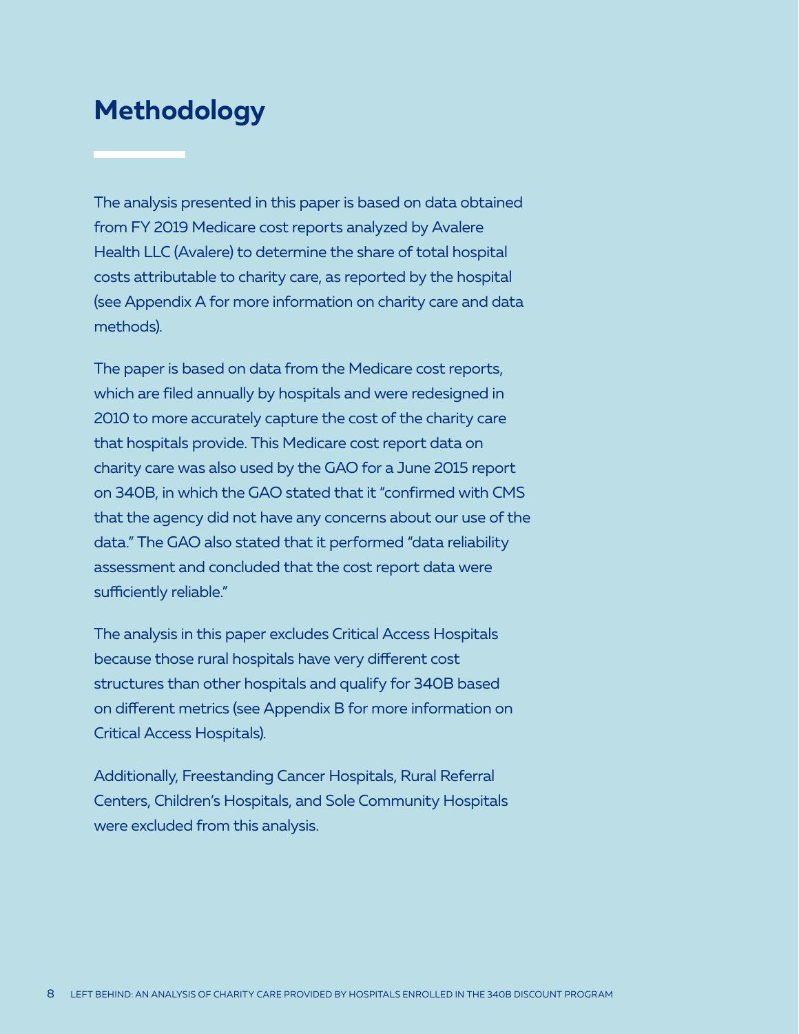# Methodology

The analysis presented in this paper is based on data obtained from FY 2019 Medicare cost reports analyzed by Avalere Health LLC (Avalere) to determine the share of total hospital costs attributable to charity care, as reported by the hospital (see Appendix A for more information on charity care and data methods).

The paper is based on data from the Medicare cost reports, which are filed annually by hospitals and were redesigned in 2010 to more accurately capture the cost of the charity care that hospitals provide. This Medicare cost report data on charity care was also used by the GAO for a June 2015 report on 340B, in which the GAO stated that it "confirmed with CMS that the agency did not have any concerns about our use of the data." The GAO also stated that it performed "data reliability assessment and concluded that the cost report data were sufficiently reliable."

The analysis in this paper excludes Critical Access Hospitals because those rural hospitals have very different cost structures than other hospitals and qualify for 340B based on different metrics (see Appendix B for more information on Critical Access Hospitals).

Additionally, Freestanding Cancer Hospitals, Rural Referral Centers, Children's Hospitals, and Sole Community Hospitals were excluded from this analysis.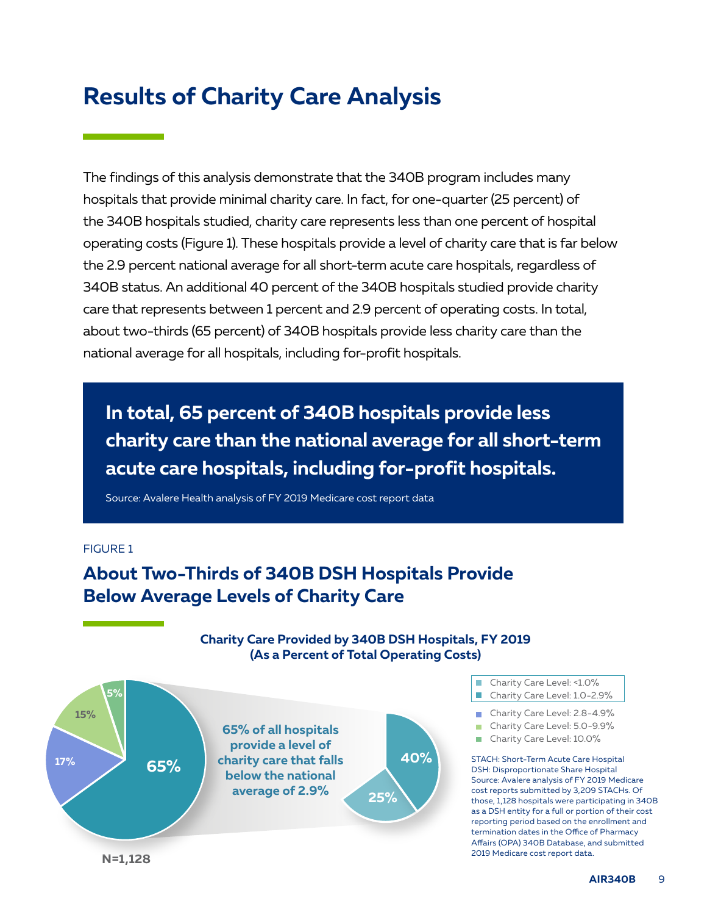# Results of Charity Care Analysis

The findings of this analysis demonstrate that the 340B program includes many hospitals that provide minimal charity care. In fact, for one-quarter (25 percent) of the 340B hospitals studied, charity care represents less than one percent of hospital operating costs (Figure 1). These hospitals provide a level of charity care that is far below the 2.9 percent national average for all short-term acute care hospitals, regardless of 340B status. An additional 40 percent of the 340B hospitals studied provide charity care that represents between 1 percent and 2.9 percent of operating costs. In total, about two-thirds (65 percent) of 340B hospitals provide less charity care than the national average for all hospitals, including for-profit hospitals.

> **In total, 65 percent of 340B hospitals provide less charity care than the national average for all short-term acute care hospitals, including for-profit hospitals.**
>
> Source: Avalere Health analysis of FY 2019 Medicare cost report data

FIGURE 1

## About Two-Thirds of 340B DSH Hospitals Provide Below Average Levels of Charity Care

**Charity Care Provided by 340B DSH Hospitals, FY 2019 (As a Percent of Total Operating Costs)**

| Charity Care Level | Share of Hospitals |
|---|---|
| <1.0% | 25% |
| 1.0-2.9% | 40% |
| 2.8-4.9% | 17% |
| 5.0-9.9% | 15% |
| 10.0% | 5% |

**65% of all hospitals provide a level of charity care that falls below the national average of 2.9%** (65%)

N=1,128

STACH: Short-Term Acute Care Hospital
DSH: Disproportionate Share Hospital
Source: Avalere analysis of FY 2019 Medicare cost reports submitted by 3,209 STACHs. Of those, 1,128 hospitals were participating in 340B as a DSH entity for a full or portion of their cost reporting period based on the enrollment and termination dates in the Office of Pharmacy Affairs (OPA) 340B Database, and submitted 2019 Medicare cost report data.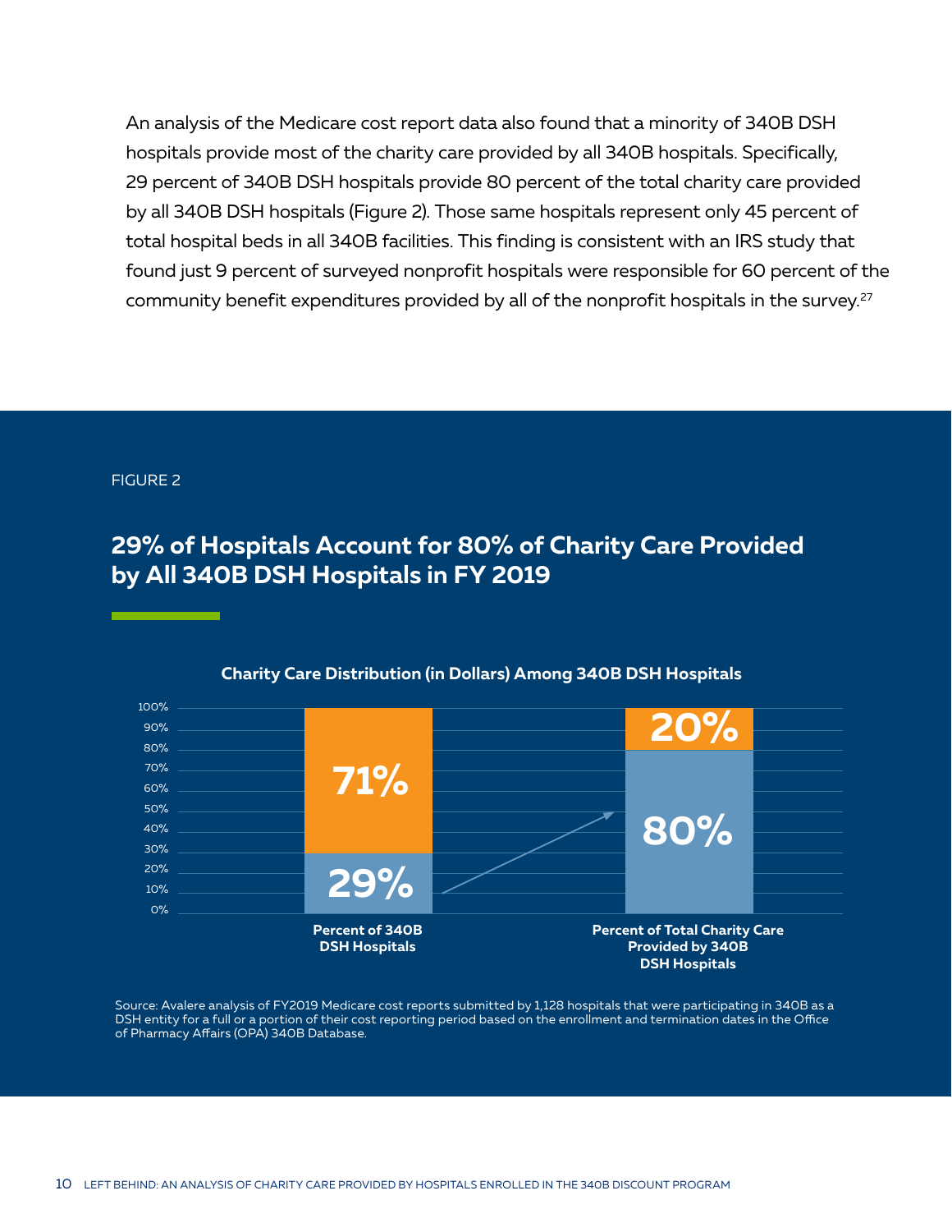An analysis of the Medicare cost report data also found that a minority of 340B DSH hospitals provide most of the charity care provided by all 340B hospitals. Specifically, 29 percent of 340B DSH hospitals provide 80 percent of the total charity care provided by all 340B DSH hospitals (Figure 2). Those same hospitals represent only 45 percent of total hospital beds in all 340B facilities. This finding is consistent with an IRS study that found just 9 percent of surveyed nonprofit hospitals were responsible for 60 percent of the community benefit expenditures provided by all of the nonprofit hospitals in the survey.[27]

FIGURE 2

## 29% of Hospitals Account for 80% of Charity Care Provided by All 340B DSH Hospitals in FY 2019

**Charity Care Distribution (in Dollars) Among 340B DSH Hospitals**

| | Percent of 340B DSH Hospitals | Percent of Total Charity Care Provided by 340B DSH Hospitals |
|---|---|---|
| Upper segment | 71% | 20% |
| Lower segment | 29% | 80% |

Source: Avalere analysis of FY2019 Medicare cost reports submitted by 1,128 hospitals that were participating in 340B as a DSH entity for a full or a portion of their cost reporting period based on the enrollment and termination dates in the Office of Pharmacy Affairs (OPA) 340B Database.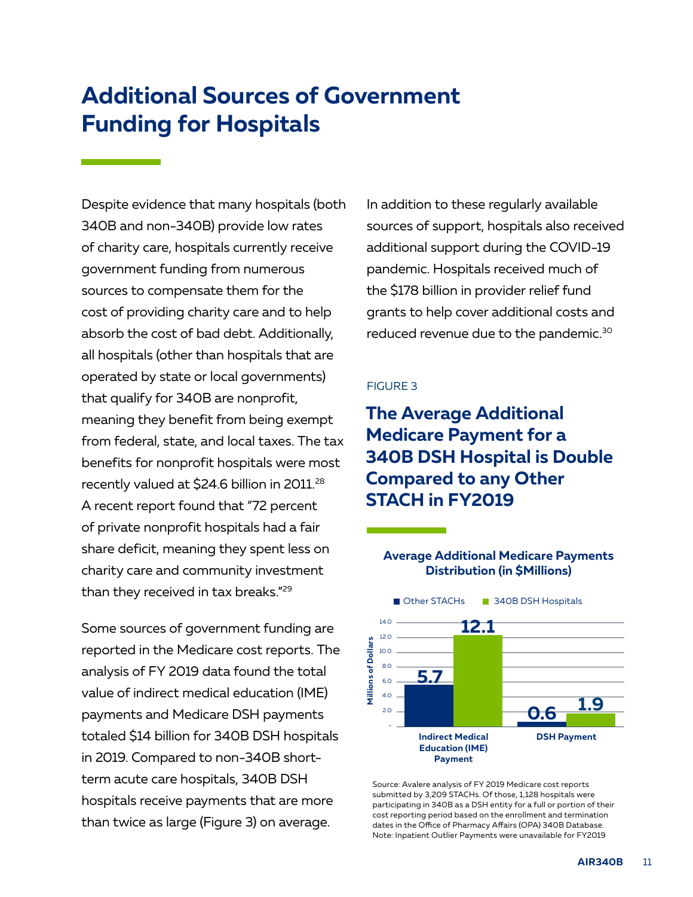# Additional Sources of Government Funding for Hospitals

Despite evidence that many hospitals (both 340B and non-340B) provide low rates of charity care, hospitals currently receive government funding from numerous sources to compensate them for the cost of providing charity care and to help absorb the cost of bad debt. Additionally, all hospitals (other than hospitals that are operated by state or local governments) that qualify for 340B are nonprofit, meaning they benefit from being exempt from federal, state, and local taxes. The tax benefits for nonprofit hospitals were most recently valued at $24.6 billion in 2011.[28] A recent report found that "72 percent of private nonprofit hospitals had a fair share deficit, meaning they spent less on charity care and community investment than they received in tax breaks."[29]

Some sources of government funding are reported in the Medicare cost reports. The analysis of FY 2019 data found the total value of indirect medical education (IME) payments and Medicare DSH payments totaled $14 billion for 340B DSH hospitals in 2019. Compared to non-340B short-term acute care hospitals, 340B DSH hospitals receive payments that are more than twice as large (Figure 3) on average.

In addition to these regularly available sources of support, hospitals also received additional support during the COVID-19 pandemic. Hospitals received much of the $178 billion in provider relief fund grants to help cover additional costs and reduced revenue due to the pandemic.[30]

FIGURE 3

## The Average Additional Medicare Payment for a 340B DSH Hospital is Double Compared to any Other STACH in FY2019

**Average Additional Medicare Payments Distribution (in $Millions)**

| Payment Type | Other STACHs | 340B DSH Hospitals |
|---|---|---|
| Indirect Medical Education (IME) Payment | 5.7 | 12.1 |
| DSH Payment | 0.6 | 1.9 |

Source: Avalere analysis of FY 2019 Medicare cost reports submitted by 3,209 STACHs. Of those, 1,128 hospitals were participating in 340B as a DSH entity for a full or portion of their cost reporting period based on the enrollment and termination dates in the Office of Pharmacy Affairs (OPA) 340B Database. Note: Inpatient Outlier Payments were unavailable for FY2019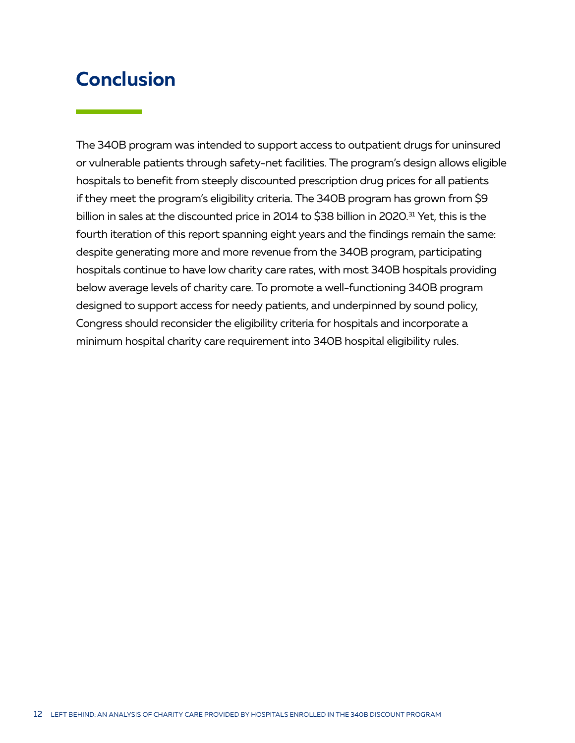# Conclusion

The 340B program was intended to support access to outpatient drugs for uninsured or vulnerable patients through safety-net facilities. The program's design allows eligible hospitals to benefit from steeply discounted prescription drug prices for all patients if they meet the program's eligibility criteria. The 340B program has grown from $9 billion in sales at the discounted price in 2014 to $38 billion in 2020.[31] Yet, this is the fourth iteration of this report spanning eight years and the findings remain the same: despite generating more and more revenue from the 340B program, participating hospitals continue to have low charity care rates, with most 340B hospitals providing below average levels of charity care. To promote a well-functioning 340B program designed to support access for needy patients, and underpinned by sound policy, Congress should reconsider the eligibility criteria for hospitals and incorporate a minimum hospital charity care requirement into 340B hospital eligibility rules.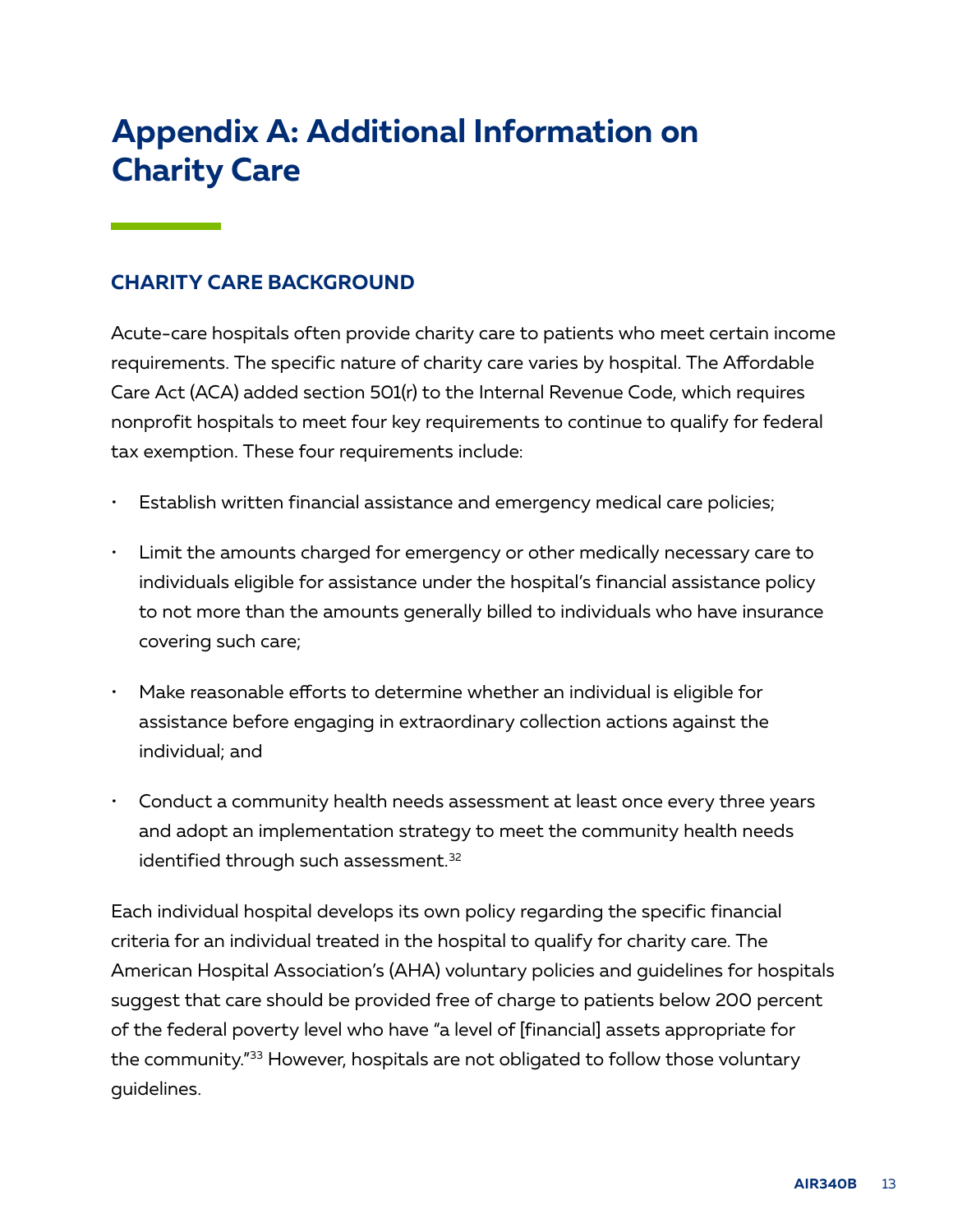# Appendix A: Additional Information on Charity Care

## CHARITY CARE BACKGROUND

Acute-care hospitals often provide charity care to patients who meet certain income requirements. The specific nature of charity care varies by hospital. The Affordable Care Act (ACA) added section 501(r) to the Internal Revenue Code, which requires nonprofit hospitals to meet four key requirements to continue to qualify for federal tax exemption. These four requirements include:

- Establish written financial assistance and emergency medical care policies;
- Limit the amounts charged for emergency or other medically necessary care to individuals eligible for assistance under the hospital's financial assistance policy to not more than the amounts generally billed to individuals who have insurance covering such care;
- Make reasonable efforts to determine whether an individual is eligible for assistance before engaging in extraordinary collection actions against the individual; and
- Conduct a community health needs assessment at least once every three years and adopt an implementation strategy to meet the community health needs identified through such assessment.[32]

Each individual hospital develops its own policy regarding the specific financial criteria for an individual treated in the hospital to qualify for charity care. The American Hospital Association's (AHA) voluntary policies and guidelines for hospitals suggest that care should be provided free of charge to patients below 200 percent of the federal poverty level who have "a level of [financial] assets appropriate for the community."[33] However, hospitals are not obligated to follow those voluntary guidelines.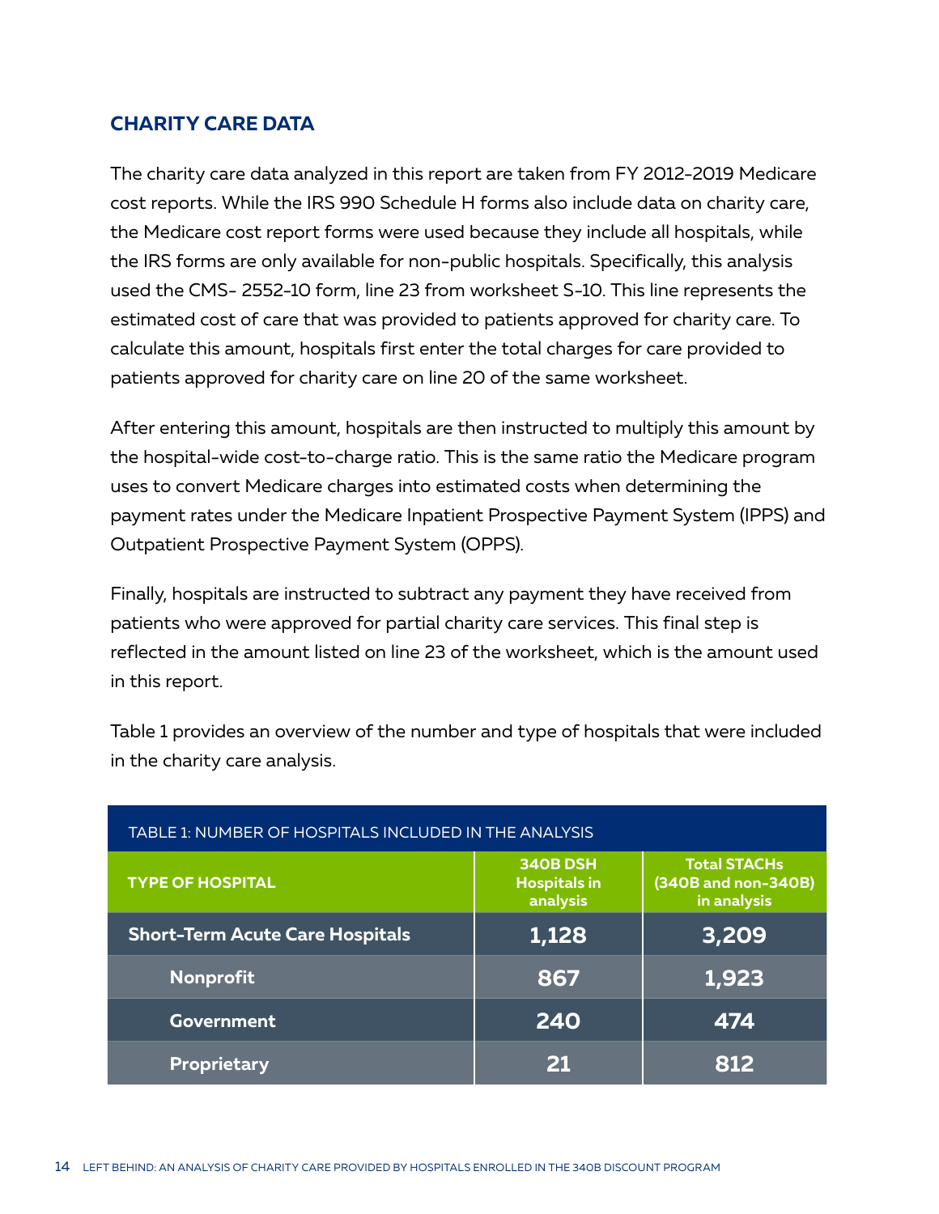## CHARITY CARE DATA

The charity care data analyzed in this report are taken from FY 2012-2019 Medicare cost reports. While the IRS 990 Schedule H forms also include data on charity care, the Medicare cost report forms were used because they include all hospitals, while the IRS forms are only available for non-public hospitals. Specifically, this analysis used the CMS- 2552-10 form, line 23 from worksheet S-10. This line represents the estimated cost of care that was provided to patients approved for charity care. To calculate this amount, hospitals first enter the total charges for care provided to patients approved for charity care on line 20 of the same worksheet.

After entering this amount, hospitals are then instructed to multiply this amount by the hospital-wide cost-to-charge ratio. This is the same ratio the Medicare program uses to convert Medicare charges into estimated costs when determining the payment rates under the Medicare Inpatient Prospective Payment System (IPPS) and Outpatient Prospective Payment System (OPPS).

Finally, hospitals are instructed to subtract any payment they have received from patients who were approved for partial charity care services. This final step is reflected in the amount listed on line 23 of the worksheet, which is the amount used in this report.

Table 1 provides an overview of the number and type of hospitals that were included in the charity care analysis.

TABLE 1: NUMBER OF HOSPITALS INCLUDED IN THE ANALYSIS

| TYPE OF HOSPITAL | 340B DSH Hospitals in analysis | Total STACHs (340B and non-340B) in analysis |
|---|---|---|
| **Short-Term Acute Care Hospitals** | **1,128** | **3,209** |
| Nonprofit | 867 | 1,923 |
| Government | 240 | 474 |
| Proprietary | 21 | 812 |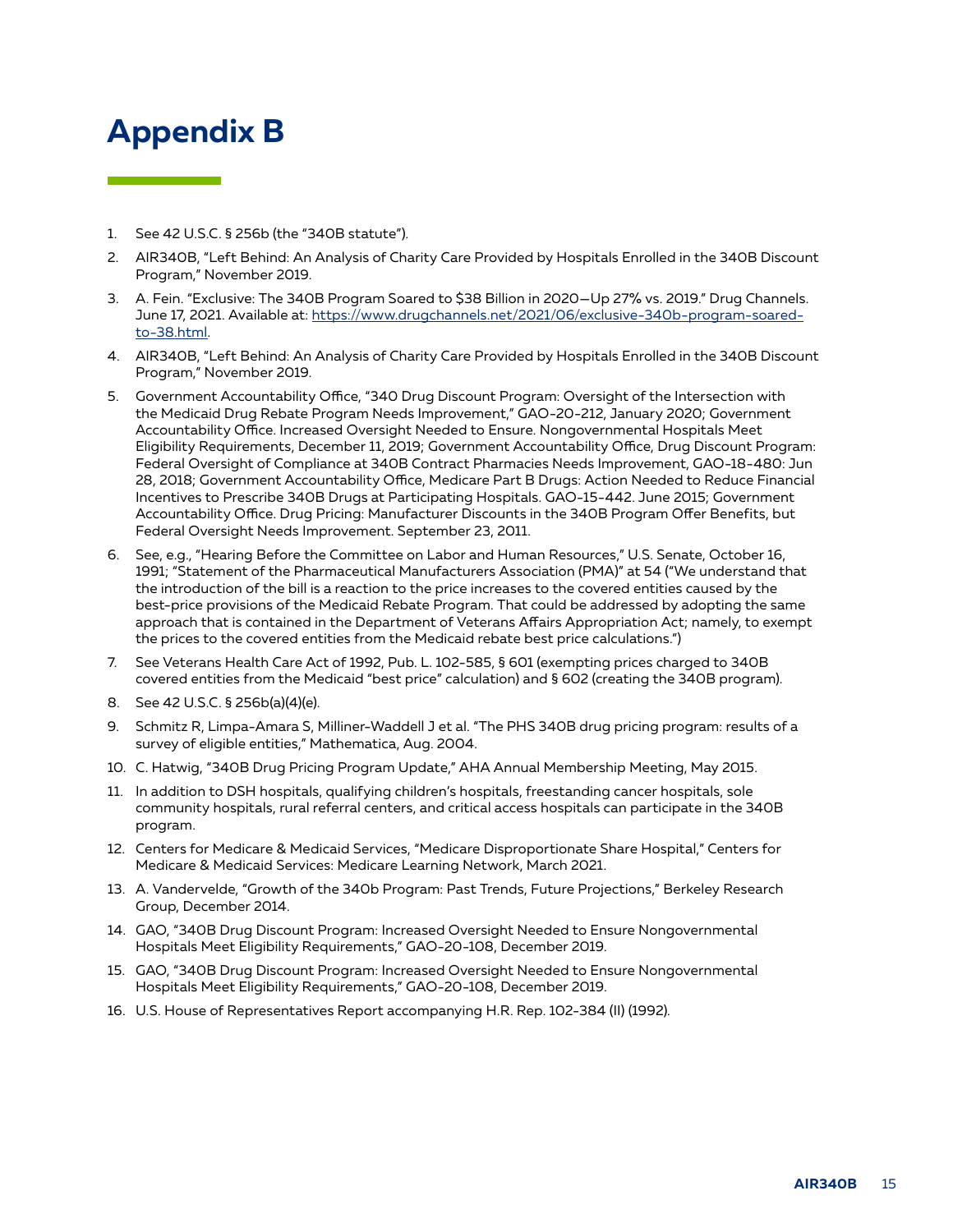# Appendix B

1. See 42 U.S.C. § 256b (the "340B statute").
2. AIR340B, "Left Behind: An Analysis of Charity Care Provided by Hospitals Enrolled in the 340B Discount Program," November 2019.
3. A. Fein. "Exclusive: The 340B Program Soared to $38 Billion in 2020—Up 27% vs. 2019." Drug Channels. June 17, 2021. Available at: [https://www.drugchannels.net/2021/06/exclusive-340b-program-soared-to-38.html](https://www.drugchannels.net/2021/06/exclusive-340b-program-soared-to-38.html).
4. AIR340B, "Left Behind: An Analysis of Charity Care Provided by Hospitals Enrolled in the 340B Discount Program," November 2019.
5. Government Accountability Office, "340 Drug Discount Program: Oversight of the Intersection with the Medicaid Drug Rebate Program Needs Improvement," GAO-20-212, January 2020; Government Accountability Office. Increased Oversight Needed to Ensure. Nongovernmental Hospitals Meet Eligibility Requirements, December 11, 2019; Government Accountability Office, Drug Discount Program: Federal Oversight of Compliance at 340B Contract Pharmacies Needs Improvement, GAO-18-480: Jun 28, 2018; Government Accountability Office, Medicare Part B Drugs: Action Needed to Reduce Financial Incentives to Prescribe 340B Drugs at Participating Hospitals. GAO-15-442. June 2015; Government Accountability Office. Drug Pricing: Manufacturer Discounts in the 340B Program Offer Benefits, but Federal Oversight Needs Improvement. September 23, 2011.
6. See, e.g., "Hearing Before the Committee on Labor and Human Resources," U.S. Senate, October 16, 1991; "Statement of the Pharmaceutical Manufacturers Association (PMA)" at 54 ("We understand that the introduction of the bill is a reaction to the price increases to the covered entities caused by the best-price provisions of the Medicaid Rebate Program. That could be addressed by adopting the same approach that is contained in the Department of Veterans Affairs Appropriation Act; namely, to exempt the prices to the covered entities from the Medicaid rebate best price calculations.")
7. See Veterans Health Care Act of 1992, Pub. L. 102-585, § 601 (exempting prices charged to 340B covered entities from the Medicaid "best price" calculation) and § 602 (creating the 340B program).
8. See 42 U.S.C. § 256b(a)(4)(e).
9. Schmitz R, Limpa-Amara S, Milliner-Waddell J et al. "The PHS 340B drug pricing program: results of a survey of eligible entities," Mathematica, Aug. 2004.
10. C. Hatwig, "340B Drug Pricing Program Update," AHA Annual Membership Meeting, May 2015.
11. In addition to DSH hospitals, qualifying children's hospitals, freestanding cancer hospitals, sole community hospitals, rural referral centers, and critical access hospitals can participate in the 340B program.
12. Centers for Medicare & Medicaid Services, "Medicare Disproportionate Share Hospital," Centers for Medicare & Medicaid Services: Medicare Learning Network, March 2021.
13. A. Vandervelde, "Growth of the 340b Program: Past Trends, Future Projections," Berkeley Research Group, December 2014.
14. GAO, "340B Drug Discount Program: Increased Oversight Needed to Ensure Nongovernmental Hospitals Meet Eligibility Requirements," GAO-20-108, December 2019.
15. GAO, "340B Drug Discount Program: Increased Oversight Needed to Ensure Nongovernmental Hospitals Meet Eligibility Requirements," GAO-20-108, December 2019.
16. U.S. House of Representatives Report accompanying H.R. Rep. 102-384 (II) (1992).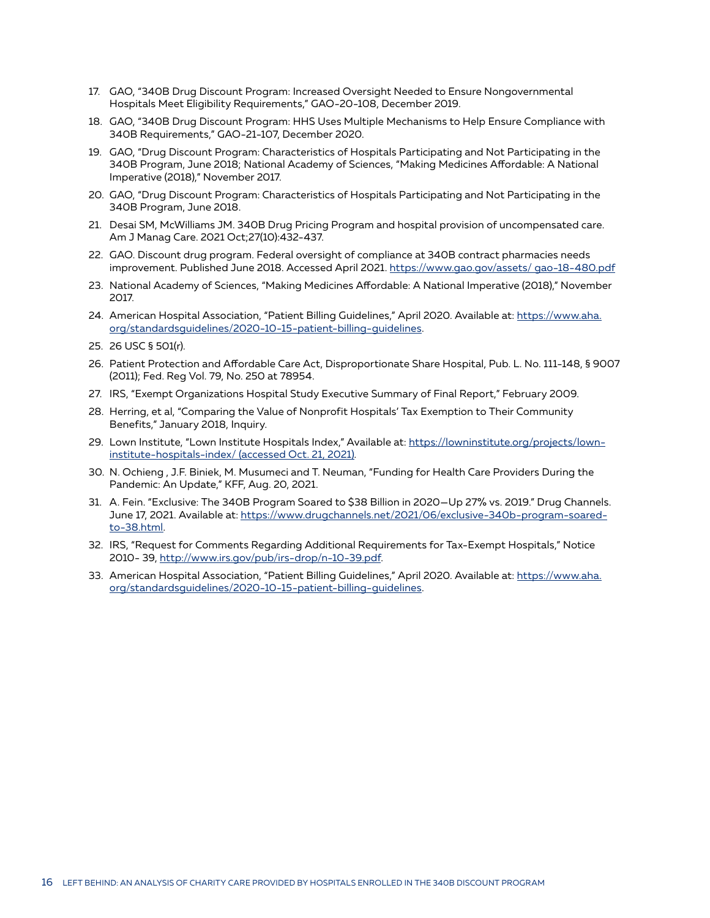17. GAO, "340B Drug Discount Program: Increased Oversight Needed to Ensure Nongovernmental Hospitals Meet Eligibility Requirements," GAO-20-108, December 2019.
18. GAO, "340B Drug Discount Program: HHS Uses Multiple Mechanisms to Help Ensure Compliance with 340B Requirements," GAO-21-107, December 2020.
19. GAO, "Drug Discount Program: Characteristics of Hospitals Participating and Not Participating in the 340B Program, June 2018; National Academy of Sciences, "Making Medicines Affordable: A National Imperative (2018)," November 2017.
20. GAO, "Drug Discount Program: Characteristics of Hospitals Participating and Not Participating in the 340B Program, June 2018.
21. Desai SM, McWilliams JM. 340B Drug Pricing Program and hospital provision of uncompensated care. Am J Manag Care. 2021 Oct;27(10):432-437.
22. GAO. Discount drug program. Federal oversight of compliance at 340B contract pharmacies needs improvement. Published June 2018. Accessed April 2021. https://www.gao.gov/assets/ gao-18-480.pdf
23. National Academy of Sciences, "Making Medicines Affordable: A National Imperative (2018)," November 2017.
24. American Hospital Association, "Patient Billing Guidelines," April 2020. Available at: https://www.aha.org/standardsguidelines/2020-10-15-patient-billing-guidelines.
25. 26 USC § 501(r).
26. Patient Protection and Affordable Care Act, Disproportionate Share Hospital, Pub. L. No. 111-148, § 9007 (2011); Fed. Reg Vol. 79, No. 250 at 78954.
27. IRS, "Exempt Organizations Hospital Study Executive Summary of Final Report," February 2009.
28. Herring, et al, "Comparing the Value of Nonprofit Hospitals' Tax Exemption to Their Community Benefits," January 2018, Inquiry.
29. Lown Institute, "Lown Institute Hospitals Index," Available at: https://lowninstitute.org/projects/lown-institute-hospitals-index/ (accessed Oct. 21, 2021).
30. N. Ochieng , J.F. Biniek, M. Musumeci and T. Neuman, "Funding for Health Care Providers During the Pandemic: An Update," KFF, Aug. 20, 2021.
31. A. Fein. "Exclusive: The 340B Program Soared to $38 Billion in 2020—Up 27% vs. 2019." Drug Channels. June 17, 2021. Available at: https://www.drugchannels.net/2021/06/exclusive-340b-program-soared-to-38.html.
32. IRS, "Request for Comments Regarding Additional Requirements for Tax-Exempt Hospitals," Notice 2010- 39, http://www.irs.gov/pub/irs-drop/n-10-39.pdf.
33. American Hospital Association, "Patient Billing Guidelines," April 2020. Available at: https://www.aha.org/standardsguidelines/2020-10-15-patient-billing-guidelines.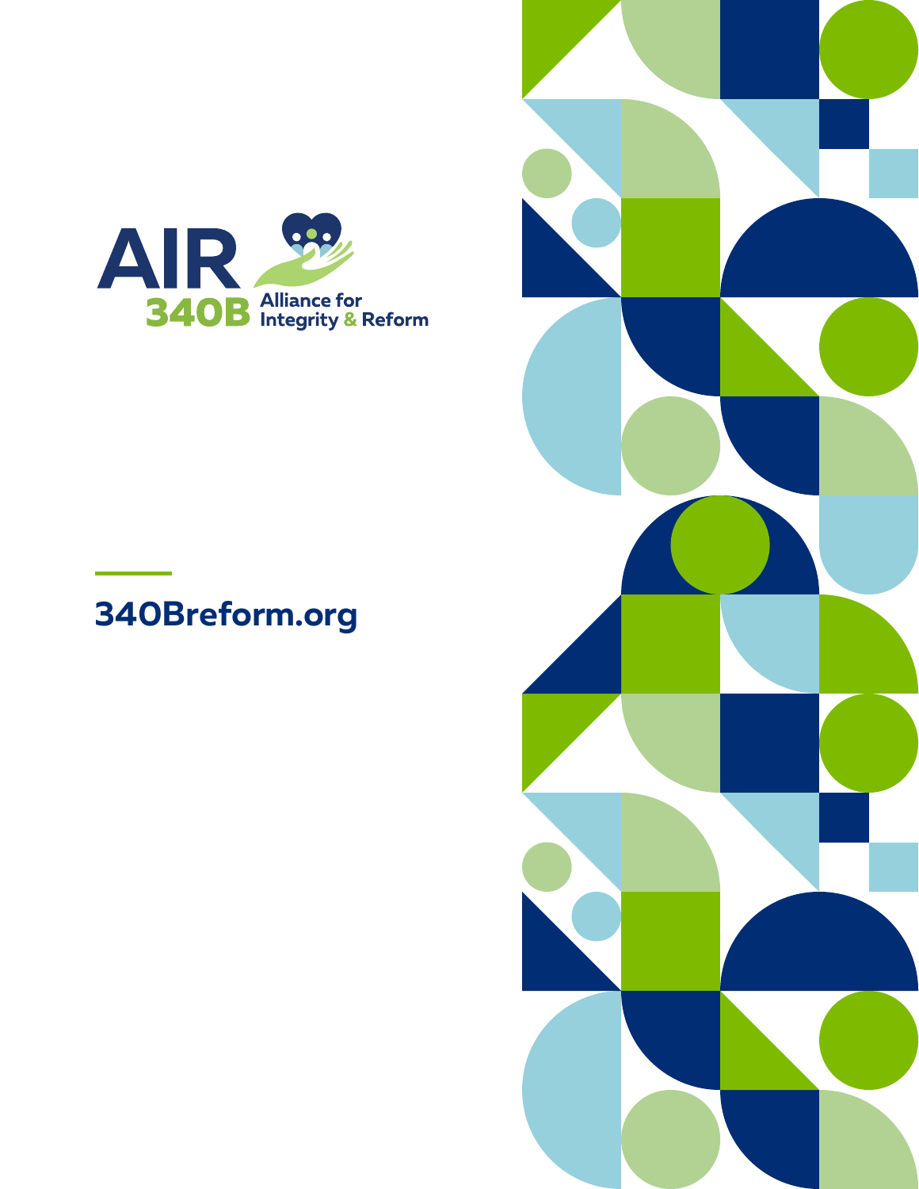AIR 340B Alliance for Integrity & Reform

340Breform.org